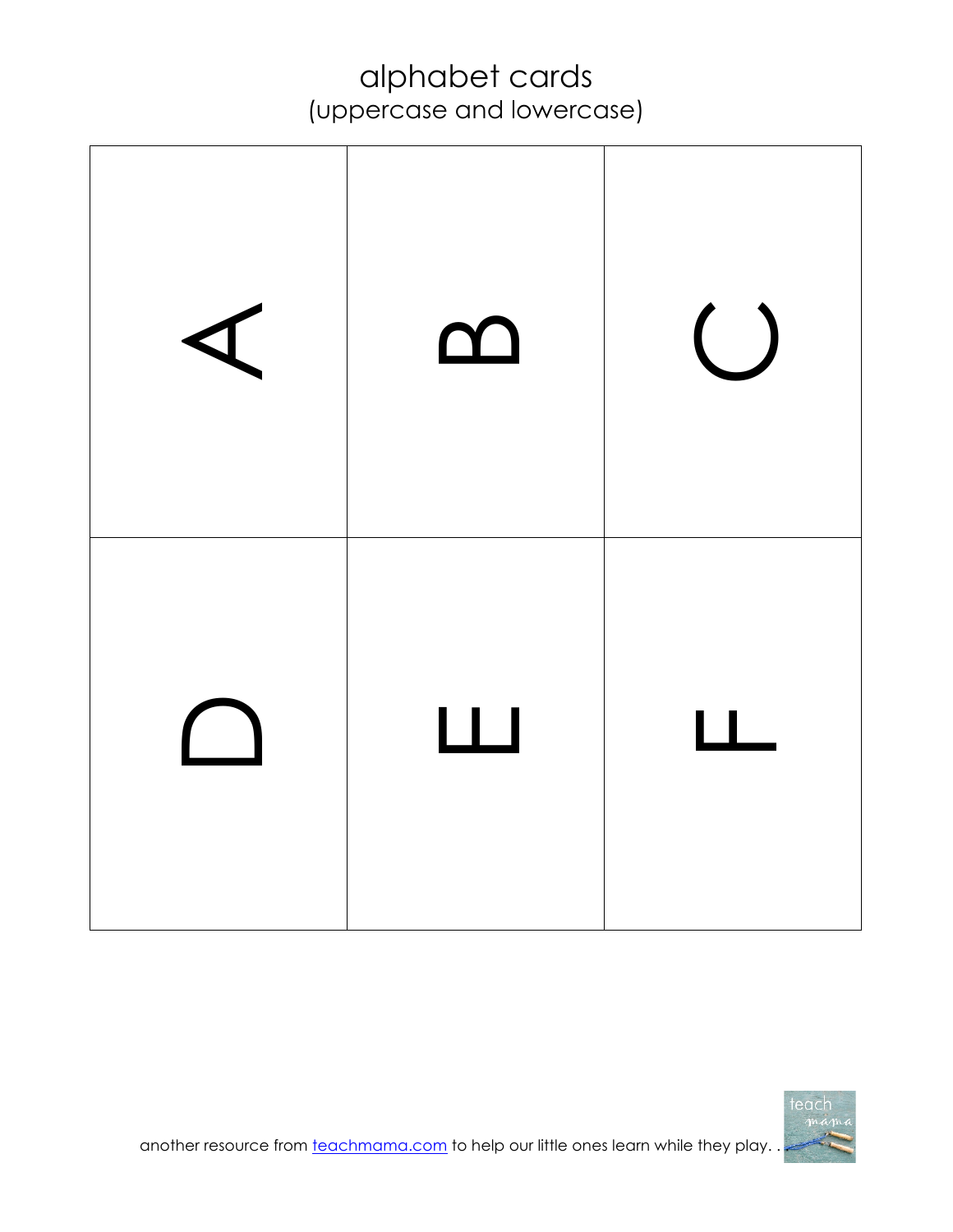# alphabet cards

## (uppercase and lowercase)

| | | |
|---|---|---|
| A | B | C |
| D | E | F |

another resource from teachmama.com to help our little ones learn while they play. .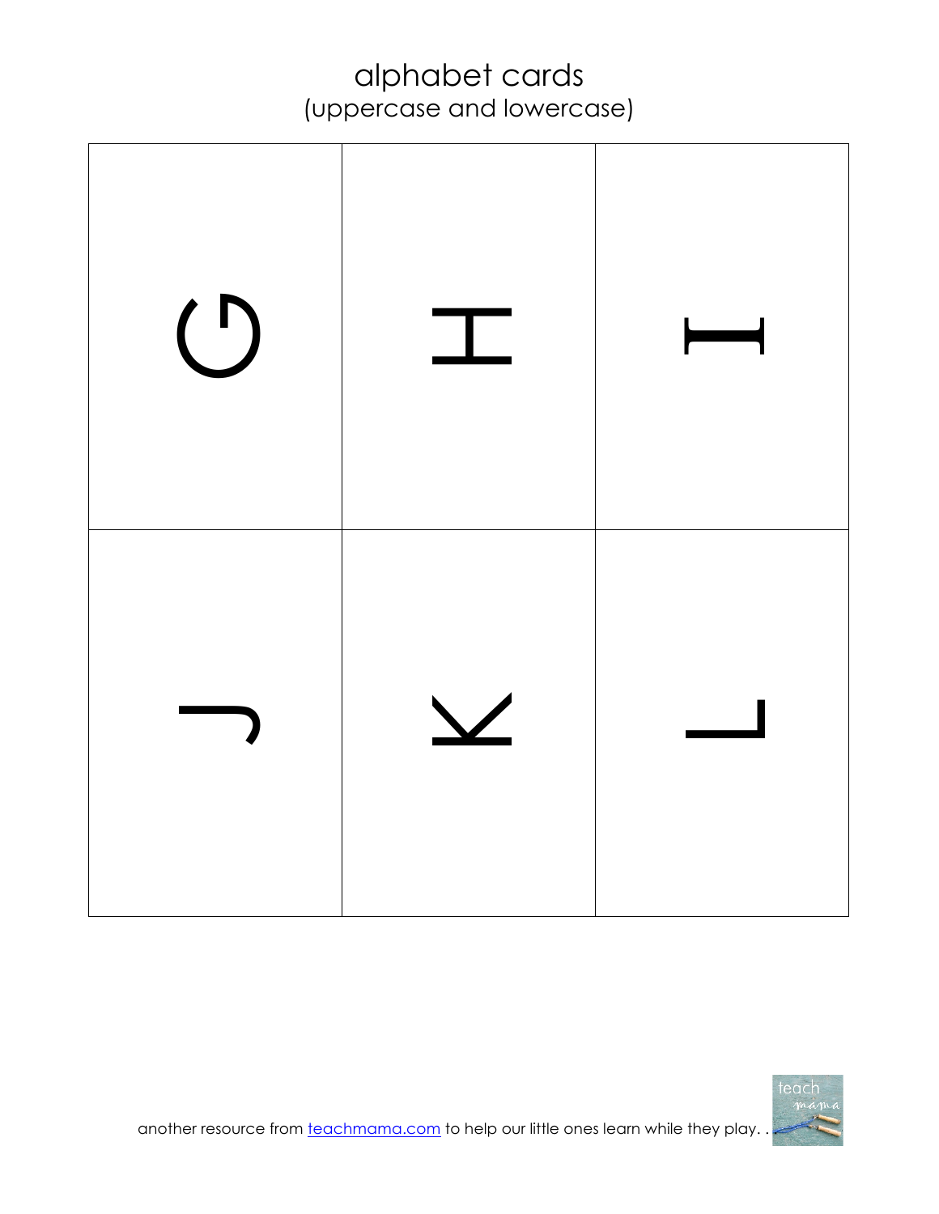# alphabet cards
(uppercase and lowercase)

| | | |
|---|---|---|
| G | H | I |
| J | K | L |

another resource from teachmama.com to help our little ones learn while they play. .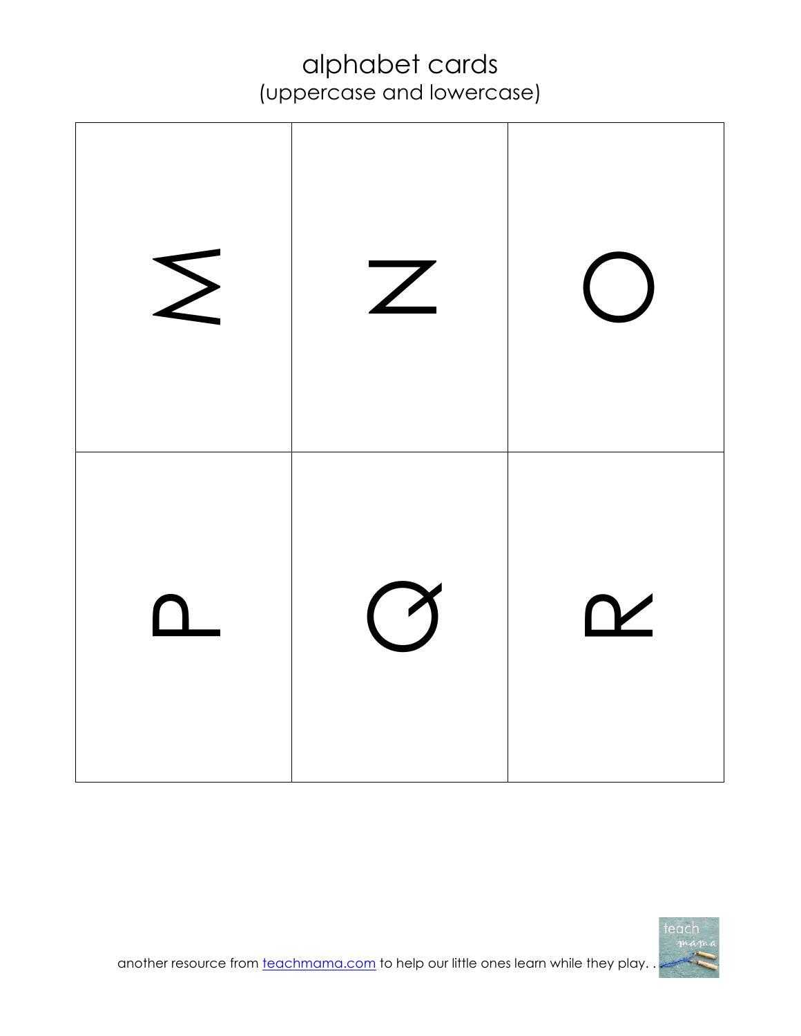# alphabet cards

## (uppercase and lowercase)

| | | |
|---|---|---|
| M | N | O |
| P | Q | R |

another resource from teachmama.com to help our little ones learn while they play. .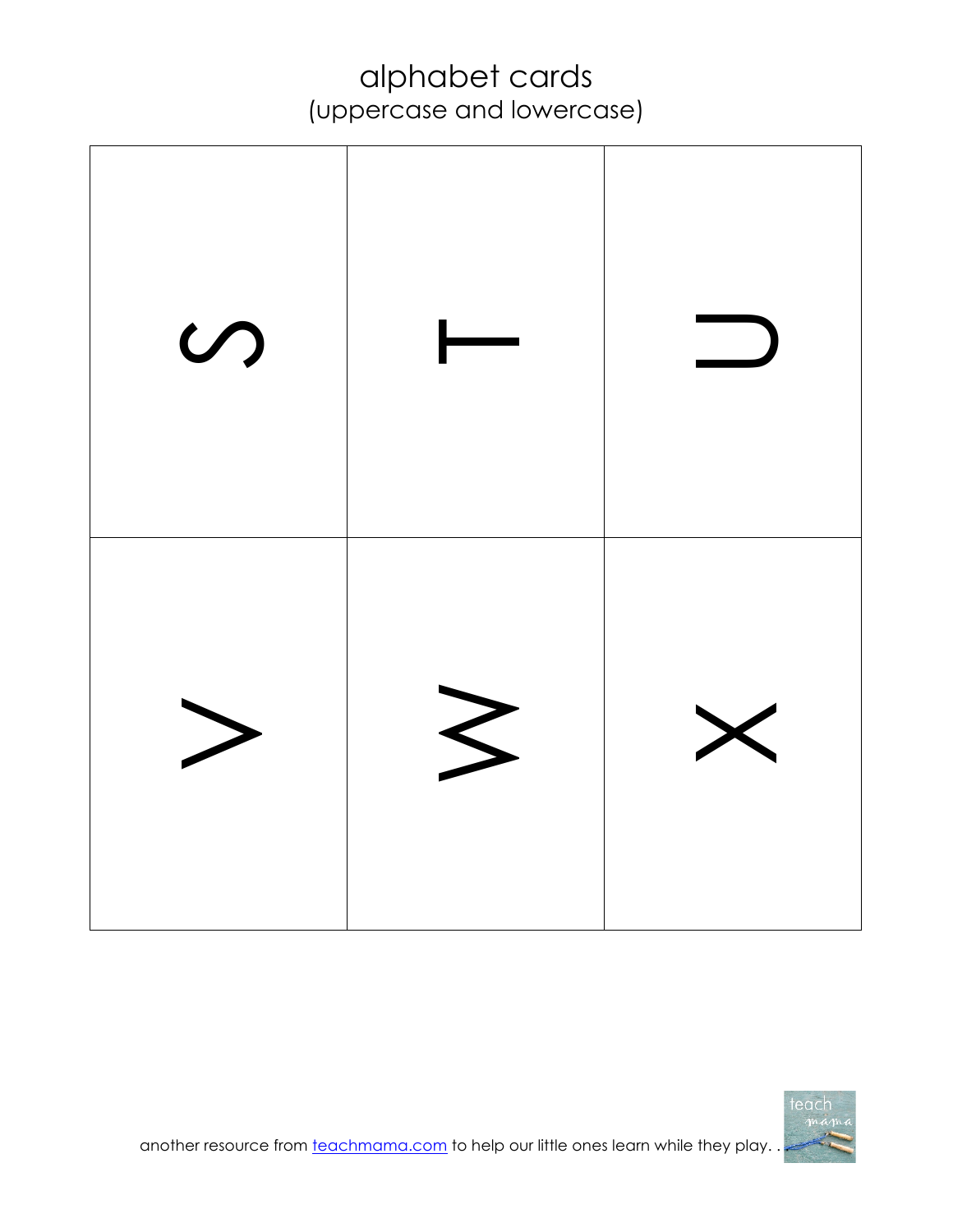# alphabet cards
(uppercase and lowercase)

| | | |
|---|---|---|
| S | T | U |
| V | W | X |

another resource from [teachmama.com](teachmama.com) to help our little ones learn while they play. .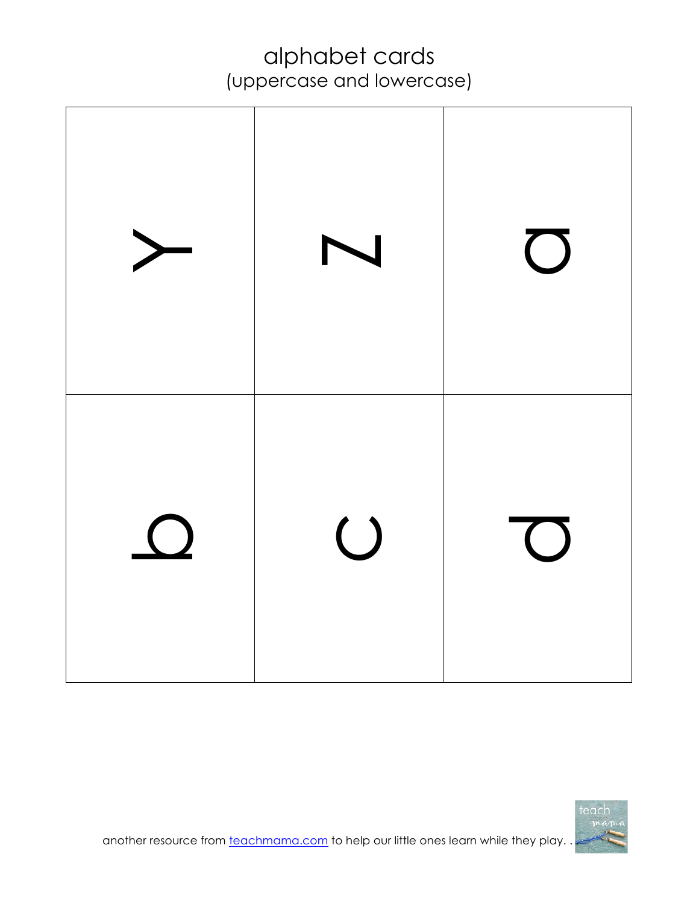# alphabet cards
## (uppercase and lowercase)

| | | |
|---|---|---|
| Y | Z | a |
| b | c | d |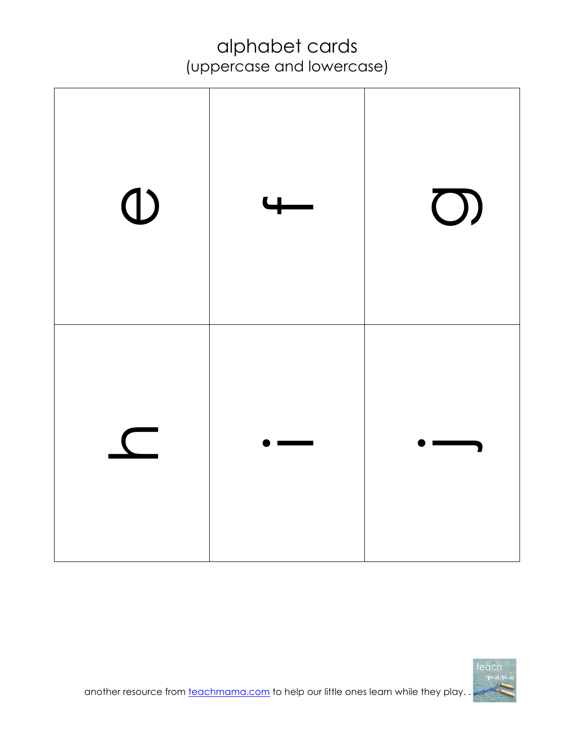# alphabet cards
(uppercase and lowercase)

| | | |
|---|---|---|
| e | f | g |
| h | i | j |

another resource from teachmama.com to help our little ones learn while they play. .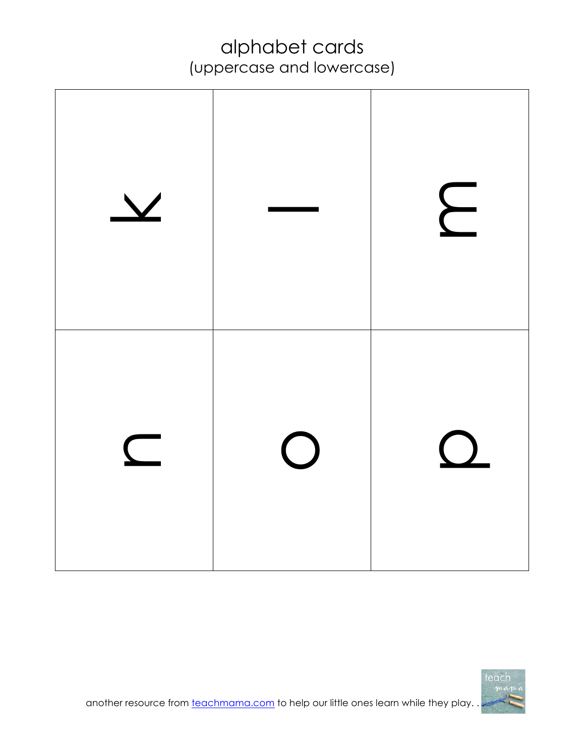# alphabet cards
(uppercase and lowercase)

| | | |
|---|---|---|
| k | l | m |
| n | o | p |

another resource from teachmama.com to help our little ones learn while they play. .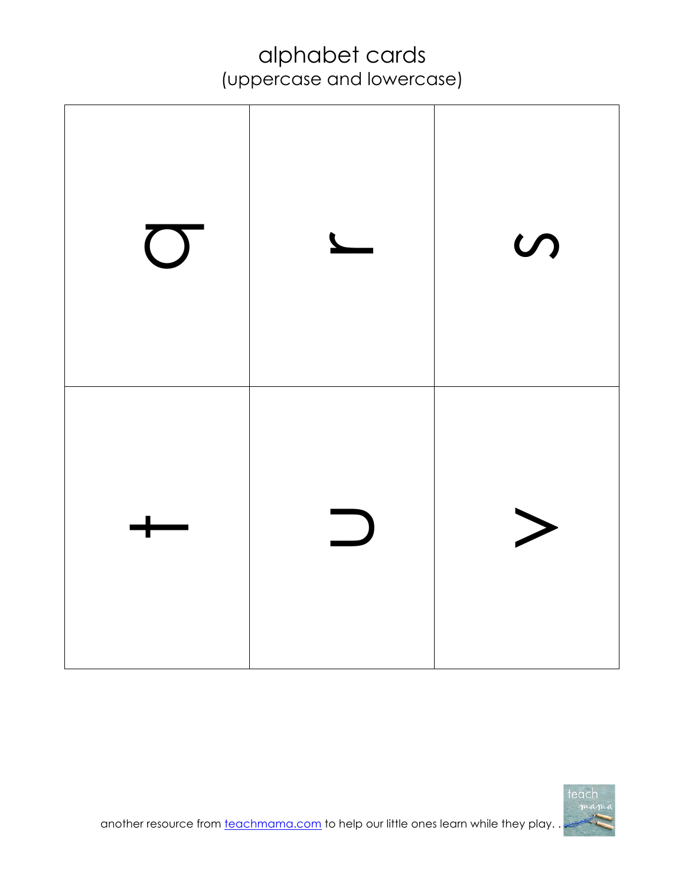# alphabet cards
(uppercase and lowercase)

| | | |
|---|---|---|
| q | r | s |
| t | u | v |

another resource from [teachmama.com](teachmama.com) to help our little ones learn while they play. .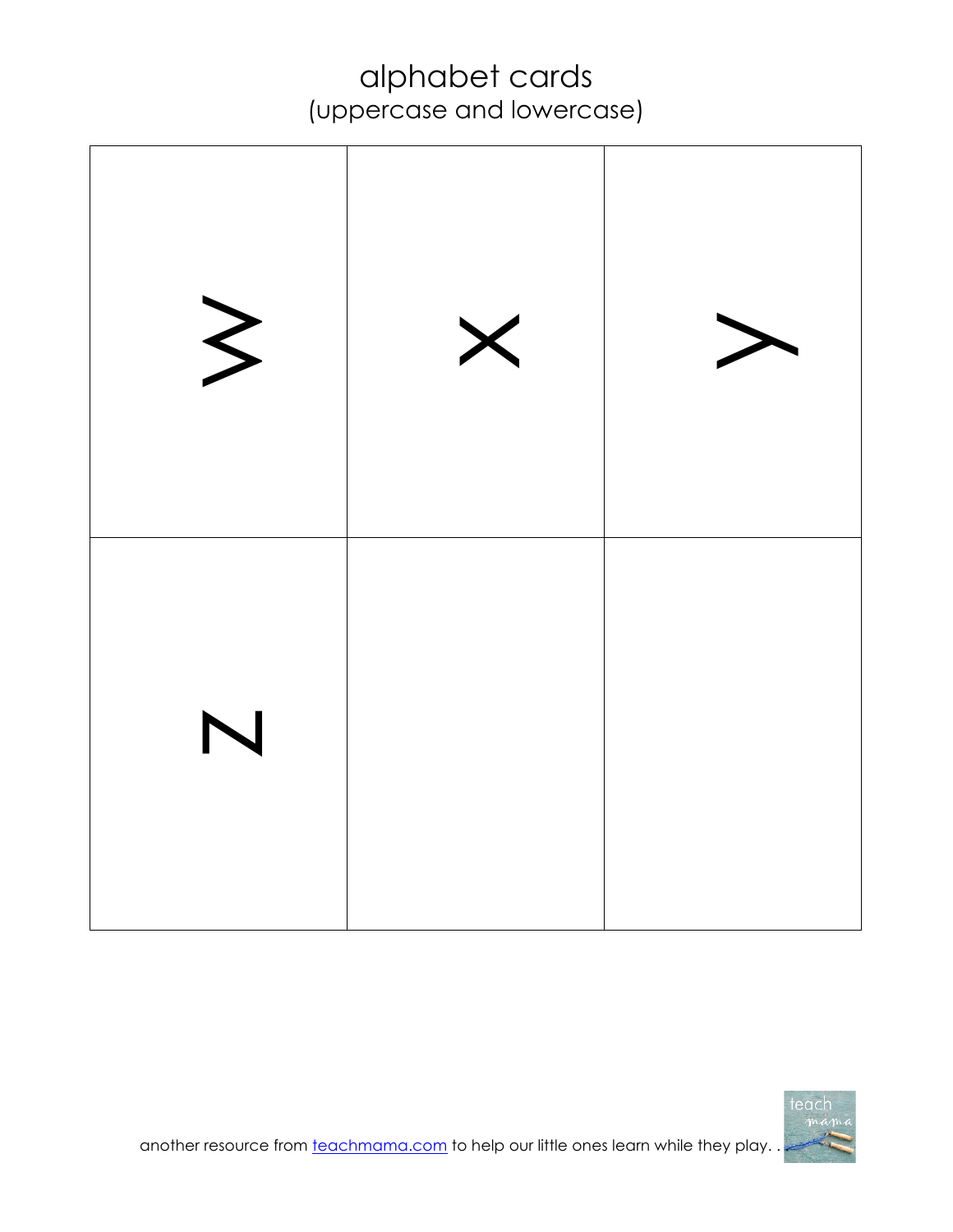# alphabet cards
(uppercase and lowercase)

| | | |
|---|---|---|
| w | x | y |
| z | | |

another resource from teachmama.com to help our little ones learn while they play. .